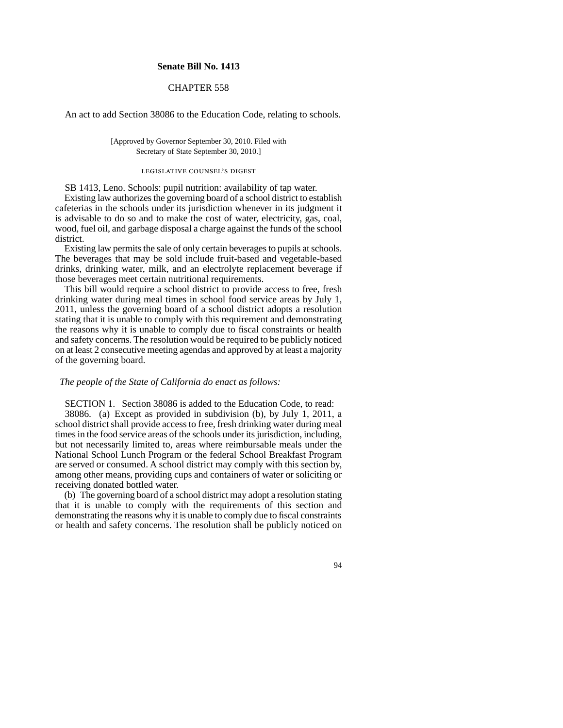# Senate Bill No. 1413

## CHAPTER 558

An act to add Section 38086 to the Education Code, relating to schools.

[Approved by Governor September 30, 2010. Filed with Secretary of State September 30, 2010.]

### LEGISLATIVE COUNSEL'S DIGEST

SB 1413, Leno. Schools: pupil nutrition: availability of tap water.

Existing law authorizes the governing board of a school district to establish cafeterias in the schools under its jurisdiction whenever in its judgment it is advisable to do so and to make the cost of water, electricity, gas, coal, wood, fuel oil, and garbage disposal a charge against the funds of the school district.

Existing law permits the sale of only certain beverages to pupils at schools. The beverages that may be sold include fruit-based and vegetable-based drinks, drinking water, milk, and an electrolyte replacement beverage if those beverages meet certain nutritional requirements.

This bill would require a school district to provide access to free, fresh drinking water during meal times in school food service areas by July 1, 2011, unless the governing board of a school district adopts a resolution stating that it is unable to comply with this requirement and demonstrating the reasons why it is unable to comply due to fiscal constraints or health and safety concerns. The resolution would be required to be publicly noticed on at least 2 consecutive meeting agendas and approved by at least a majority of the governing board.

*The people of the State of California do enact as follows:*

SECTION 1. Section 38086 is added to the Education Code, to read:

38086. (a) Except as provided in subdivision (b), by July 1, 2011, a school district shall provide access to free, fresh drinking water during meal times in the food service areas of the schools under its jurisdiction, including, but not necessarily limited to, areas where reimbursable meals under the National School Lunch Program or the federal School Breakfast Program are served or consumed. A school district may comply with this section by, among other means, providing cups and containers of water or soliciting or receiving donated bottled water.

(b) The governing board of a school district may adopt a resolution stating that it is unable to comply with the requirements of this section and demonstrating the reasons why it is unable to comply due to fiscal constraints or health and safety concerns. The resolution shall be publicly noticed on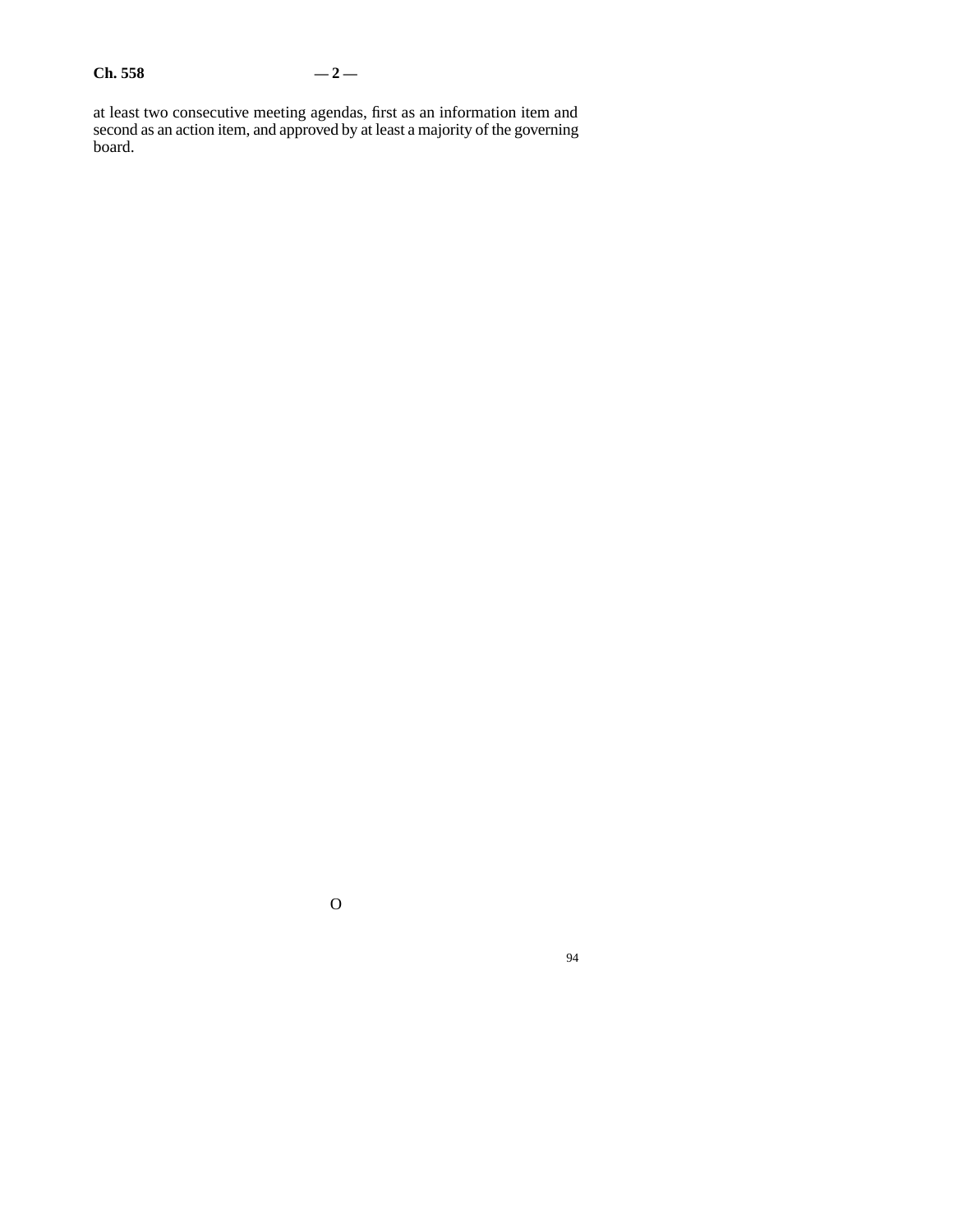at least two consecutive meeting agendas, first as an information item and second as an action item, and approved by at least a majority of the governing board.

O